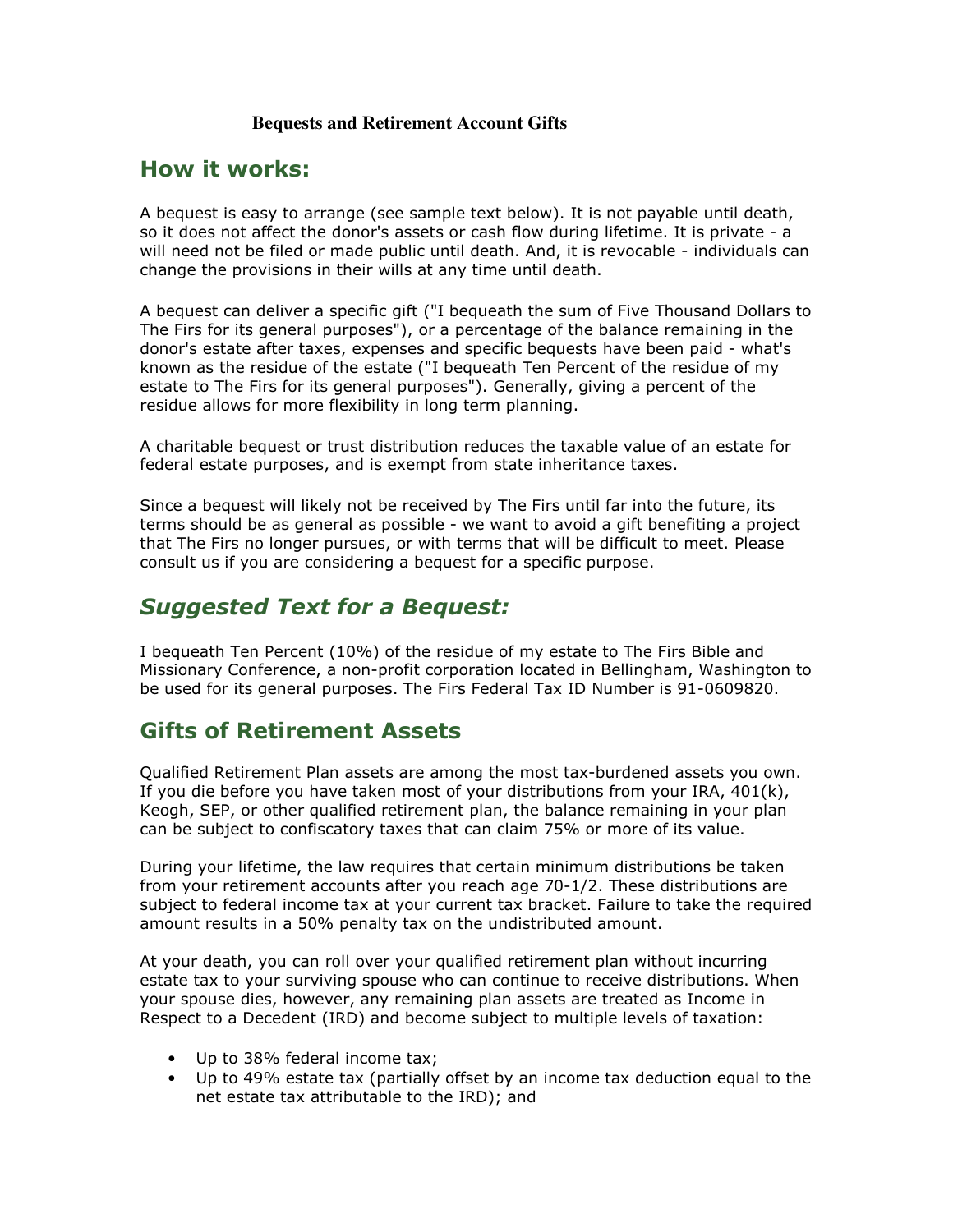**Bequests and Retirement Account Gifts**

## How it works:

A bequest is easy to arrange (see sample text below). It is not payable until death, so it does not affect the donor's assets or cash flow during lifetime. It is private - a will need not be filed or made public until death. And, it is revocable - individuals can change the provisions in their wills at any time until death.

A bequest can deliver a specific gift ("I bequeath the sum of Five Thousand Dollars to The Firs for its general purposes"), or a percentage of the balance remaining in the donor's estate after taxes, expenses and specific bequests have been paid - what's known as the residue of the estate ("I bequeath Ten Percent of the residue of my estate to The Firs for its general purposes"). Generally, giving a percent of the residue allows for more flexibility in long term planning.

A charitable bequest or trust distribution reduces the taxable value of an estate for federal estate purposes, and is exempt from state inheritance taxes.

Since a bequest will likely not be received by The Firs until far into the future, its terms should be as general as possible - we want to avoid a gift benefiting a project that The Firs no longer pursues, or with terms that will be difficult to meet. Please consult us if you are considering a bequest for a specific purpose.

## *Suggested Text for a Bequest:*

I bequeath Ten Percent (10%) of the residue of my estate to The Firs Bible and Missionary Conference, a non-profit corporation located in Bellingham, Washington to be used for its general purposes. The Firs Federal Tax ID Number is 91-0609820.

## Gifts of Retirement Assets

Qualified Retirement Plan assets are among the most tax-burdened assets you own. If you die before you have taken most of your distributions from your IRA, 401(k), Keogh, SEP, or other qualified retirement plan, the balance remaining in your plan can be subject to confiscatory taxes that can claim 75% or more of its value.

During your lifetime, the law requires that certain minimum distributions be taken from your retirement accounts after you reach age 70-1/2. These distributions are subject to federal income tax at your current tax bracket. Failure to take the required amount results in a 50% penalty tax on the undistributed amount.

At your death, you can roll over your qualified retirement plan without incurring estate tax to your surviving spouse who can continue to receive distributions. When your spouse dies, however, any remaining plan assets are treated as Income in Respect to a Decedent (IRD) and become subject to multiple levels of taxation:

- Up to 38% federal income tax;
- Up to 49% estate tax (partially offset by an income tax deduction equal to the net estate tax attributable to the IRD); and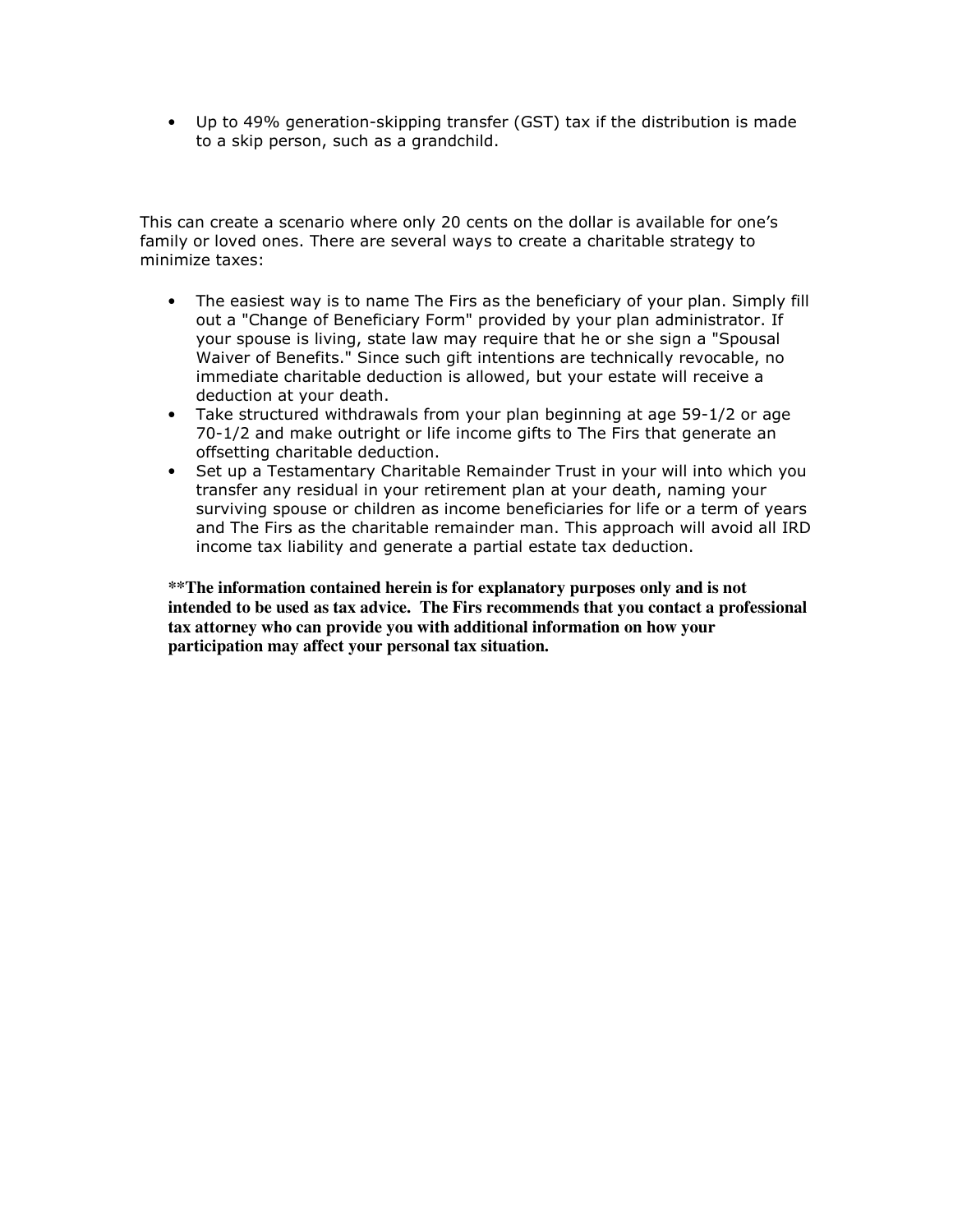- Up to 49% generation-skipping transfer (GST) tax if the distribution is made to a skip person, such as a grandchild.

This can create a scenario where only 20 cents on the dollar is available for one's family or loved ones. There are several ways to create a charitable strategy to minimize taxes:

- The easiest way is to name The Firs as the beneficiary of your plan. Simply fill out a "Change of Beneficiary Form" provided by your plan administrator. If your spouse is living, state law may require that he or she sign a "Spousal Waiver of Benefits." Since such gift intentions are technically revocable, no immediate charitable deduction is allowed, but your estate will receive a deduction at your death.
- Take structured withdrawals from your plan beginning at age 59-1/2 or age 70-1/2 and make outright or life income gifts to The Firs that generate an offsetting charitable deduction.
- Set up a Testamentary Charitable Remainder Trust in your will into which you transfer any residual in your retirement plan at your death, naming your surviving spouse or children as income beneficiaries for life or a term of years and The Firs as the charitable remainder man. This approach will avoid all IRD income tax liability and generate a partial estate tax deduction.

**\*\*The information contained herein is for explanatory purposes only and is not intended to be used as tax advice. The Firs recommends that you contact a professional tax attorney who can provide you with additional information on how your participation may affect your personal tax situation.**